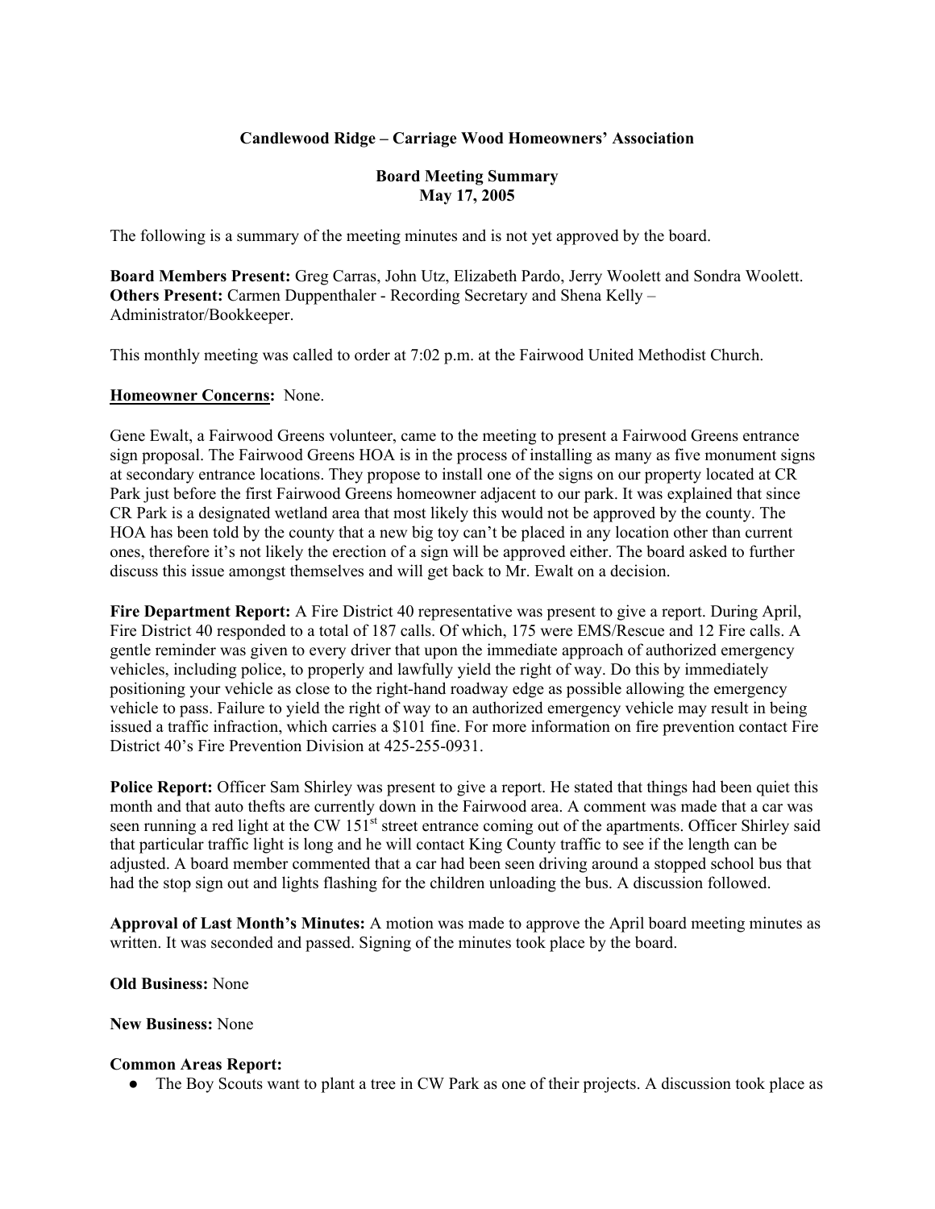**Candlewood Ridge – Carriage Wood Homeowners' Association**

**Board Meeting Summary**
**May 17, 2005**

The following is a summary of the meeting minutes and is not yet approved by the board.

**Board Members Present:** Greg Carras, John Utz, Elizabeth Pardo, Jerry Woolett and Sondra Woolett.
**Others Present:** Carmen Duppenthaler - Recording Secretary and Shena Kelly – Administrator/Bookkeeper.

This monthly meeting was called to order at 7:02 p.m. at the Fairwood United Methodist Church.

**Homeowner Concerns:** None.

Gene Ewalt, a Fairwood Greens volunteer, came to the meeting to present a Fairwood Greens entrance sign proposal. The Fairwood Greens HOA is in the process of installing as many as five monument signs at secondary entrance locations. They propose to install one of the signs on our property located at CR Park just before the first Fairwood Greens homeowner adjacent to our park. It was explained that since CR Park is a designated wetland area that most likely this would not be approved by the county. The HOA has been told by the county that a new big toy can't be placed in any location other than current ones, therefore it's not likely the erection of a sign will be approved either. The board asked to further discuss this issue amongst themselves and will get back to Mr. Ewalt on a decision.

**Fire Department Report:** A Fire District 40 representative was present to give a report. During April, Fire District 40 responded to a total of 187 calls. Of which, 175 were EMS/Rescue and 12 Fire calls. A gentle reminder was given to every driver that upon the immediate approach of authorized emergency vehicles, including police, to properly and lawfully yield the right of way. Do this by immediately positioning your vehicle as close to the right-hand roadway edge as possible allowing the emergency vehicle to pass. Failure to yield the right of way to an authorized emergency vehicle may result in being issued a traffic infraction, which carries a $101 fine. For more information on fire prevention contact Fire District 40's Fire Prevention Division at 425-255-0931.

**Police Report:** Officer Sam Shirley was present to give a report. He stated that things had been quiet this month and that auto thefts are currently down in the Fairwood area. A comment was made that a car was seen running a red light at the CW 151st street entrance coming out of the apartments. Officer Shirley said that particular traffic light is long and he will contact King County traffic to see if the length can be adjusted. A board member commented that a car had been seen driving around a stopped school bus that had the stop sign out and lights flashing for the children unloading the bus. A discussion followed.

**Approval of Last Month's Minutes:** A motion was made to approve the April board meeting minutes as written. It was seconded and passed. Signing of the minutes took place by the board.

**Old Business:** None

**New Business:** None

**Common Areas Report:**

- The Boy Scouts want to plant a tree in CW Park as one of their projects. A discussion took place as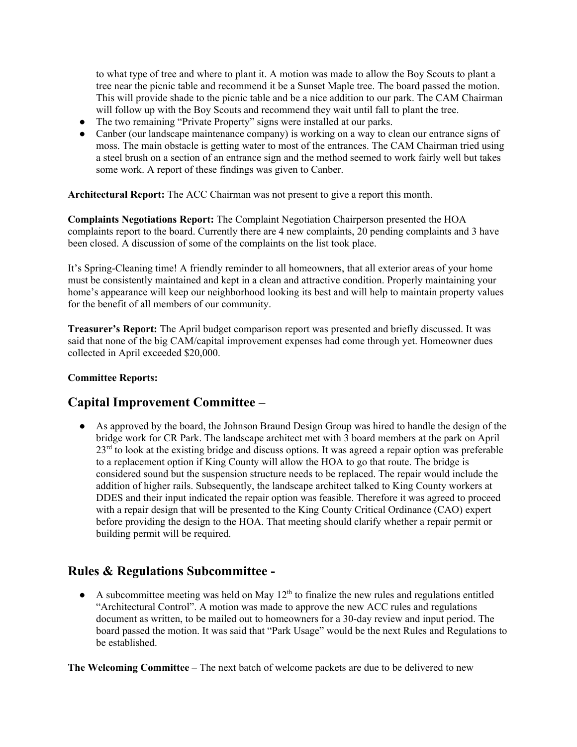to what type of tree and where to plant it. A motion was made to allow the Boy Scouts to plant a tree near the picnic table and recommend it be a Sunset Maple tree. The board passed the motion. This will provide shade to the picnic table and be a nice addition to our park. The CAM Chairman will follow up with the Boy Scouts and recommend they wait until fall to plant the tree.

- The two remaining "Private Property" signs were installed at our parks.
- Canber (our landscape maintenance company) is working on a way to clean our entrance signs of moss. The main obstacle is getting water to most of the entrances. The CAM Chairman tried using a steel brush on a section of an entrance sign and the method seemed to work fairly well but takes some work. A report of these findings was given to Canber.

**Architectural Report:** The ACC Chairman was not present to give a report this month.

**Complaints Negotiations Report:** The Complaint Negotiation Chairperson presented the HOA complaints report to the board. Currently there are 4 new complaints, 20 pending complaints and 3 have been closed. A discussion of some of the complaints on the list took place.

It's Spring-Cleaning time! A friendly reminder to all homeowners, that all exterior areas of your home must be consistently maintained and kept in a clean and attractive condition. Properly maintaining your home's appearance will keep our neighborhood looking its best and will help to maintain property values for the benefit of all members of our community.

**Treasurer's Report:** The April budget comparison report was presented and briefly discussed. It was said that none of the big CAM/capital improvement expenses had come through yet. Homeowner dues collected in April exceeded $20,000.

**Committee Reports:**

## Capital Improvement Committee –

- As approved by the board, the Johnson Braund Design Group was hired to handle the design of the bridge work for CR Park. The landscape architect met with 3 board members at the park on April 23rd to look at the existing bridge and discuss options. It was agreed a repair option was preferable to a replacement option if King County will allow the HOA to go that route. The bridge is considered sound but the suspension structure needs to be replaced. The repair would include the addition of higher rails. Subsequently, the landscape architect talked to King County workers at DDES and their input indicated the repair option was feasible. Therefore it was agreed to proceed with a repair design that will be presented to the King County Critical Ordinance (CAO) expert before providing the design to the HOA. That meeting should clarify whether a repair permit or building permit will be required.

## Rules & Regulations Subcommittee -

- A subcommittee meeting was held on May 12th to finalize the new rules and regulations entitled "Architectural Control". A motion was made to approve the new ACC rules and regulations document as written, to be mailed out to homeowners for a 30-day review and input period. The board passed the motion. It was said that "Park Usage" would be the next Rules and Regulations to be established.

**The Welcoming Committee** – The next batch of welcome packets are due to be delivered to new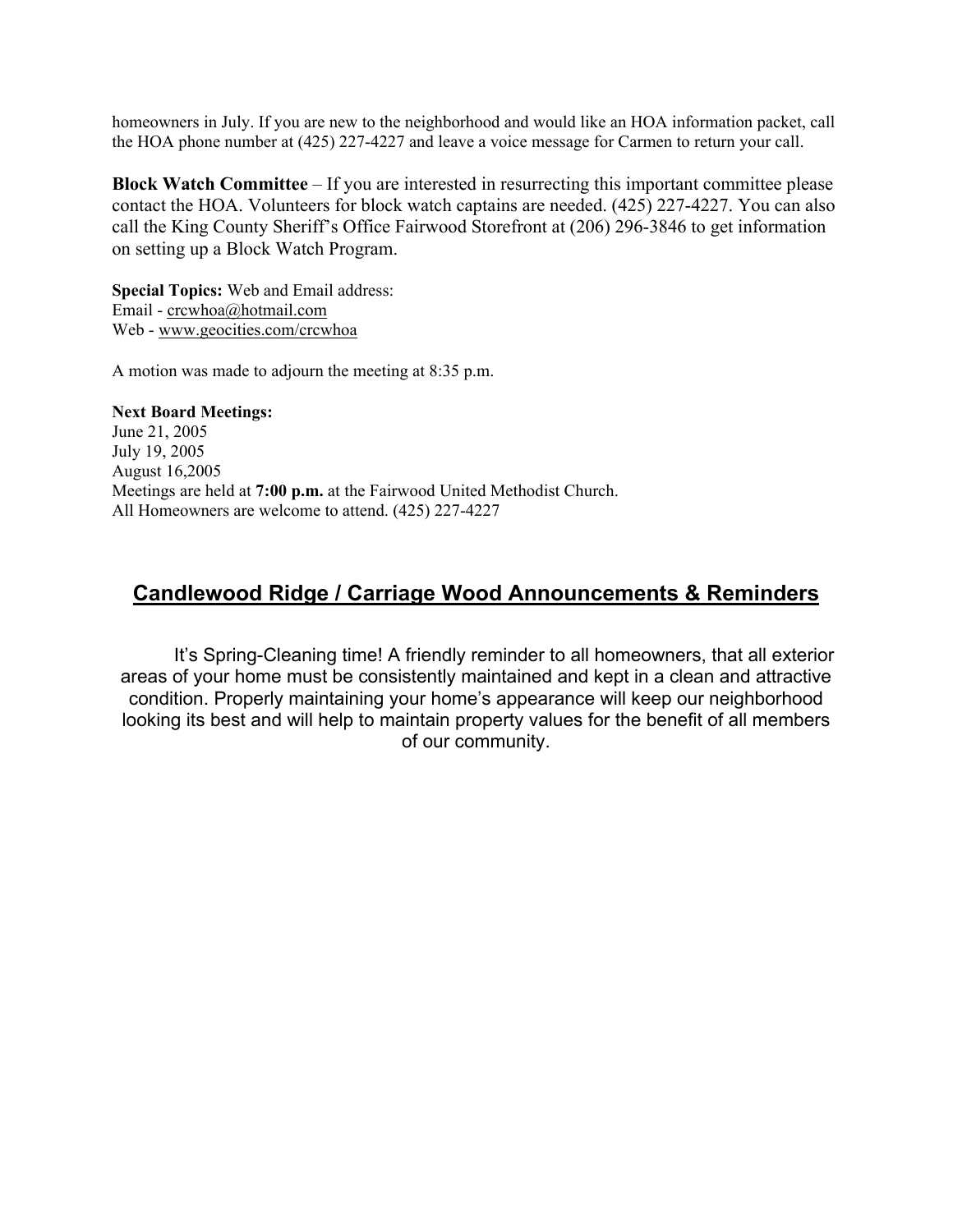homeowners in July. If you are new to the neighborhood and would like an HOA information packet, call the HOA phone number at (425) 227-4227 and leave a voice message for Carmen to return your call.

**Block Watch Committee** – If you are interested in resurrecting this important committee please contact the HOA. Volunteers for block watch captains are needed. (425) 227-4227. You can also call the King County Sheriff's Office Fairwood Storefront at (206) 296-3846 to get information on setting up a Block Watch Program.

**Special Topics:** Web and Email address:
Email - crcwhoa@hotmail.com
Web - www.geocities.com/crcwhoa

A motion was made to adjourn the meeting at 8:35 p.m.

**Next Board Meetings:**
June 21, 2005
July 19, 2005
August 16,2005
Meetings are held at **7:00 p.m.** at the Fairwood United Methodist Church.
All Homeowners are welcome to attend. (425) 227-4227

## Candlewood Ridge / Carriage Wood Announcements & Reminders

It's Spring-Cleaning time! A friendly reminder to all homeowners, that all exterior areas of your home must be consistently maintained and kept in a clean and attractive condition. Properly maintaining your home's appearance will keep our neighborhood looking its best and will help to maintain property values for the benefit of all members of our community.